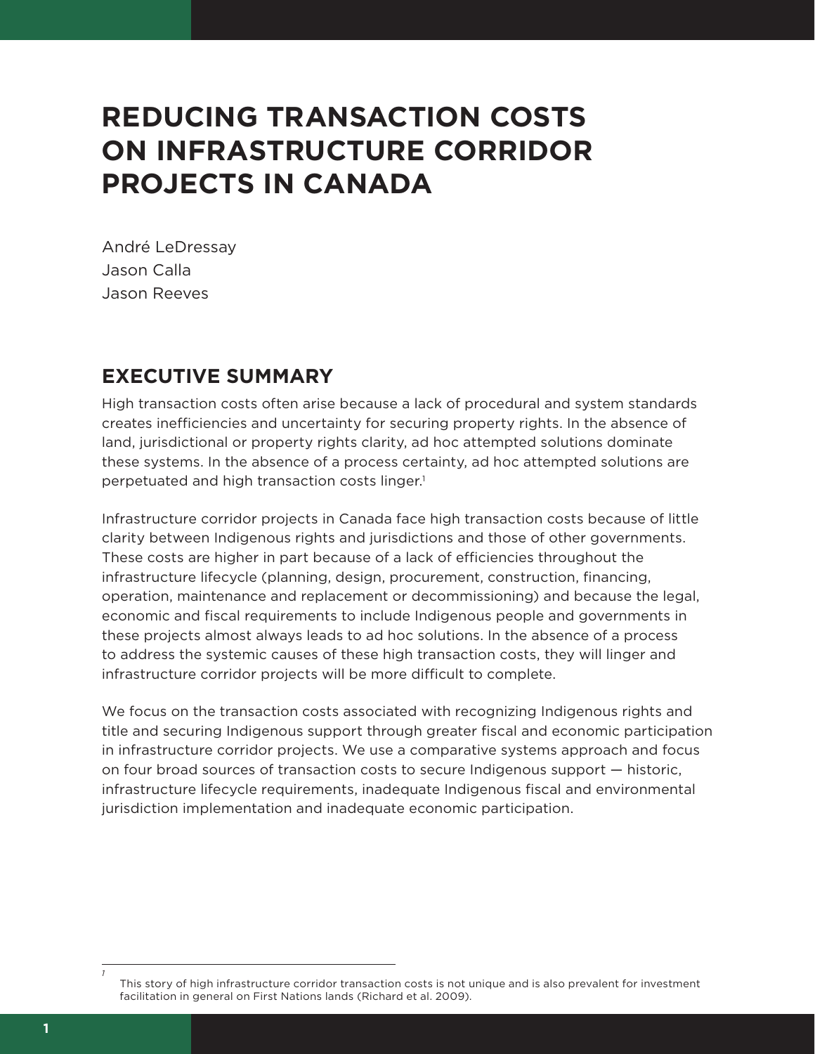# REDUCING TRANSACTION COSTS ON INFRASTRUCTURE CORRIDOR PROJECTS IN CANADA

André LeDressay
Jason Calla
Jason Reeves

## EXECUTIVE SUMMARY

High transaction costs often arise because a lack of procedural and system standards creates inefficiencies and uncertainty for securing property rights. In the absence of land, jurisdictional or property rights clarity, ad hoc attempted solutions dominate these systems. In the absence of a process certainty, ad hoc attempted solutions are perpetuated and high transaction costs linger.[1]

Infrastructure corridor projects in Canada face high transaction costs because of little clarity between Indigenous rights and jurisdictions and those of other governments. These costs are higher in part because of a lack of efficiencies throughout the infrastructure lifecycle (planning, design, procurement, construction, financing, operation, maintenance and replacement or decommissioning) and because the legal, economic and fiscal requirements to include Indigenous people and governments in these projects almost always leads to ad hoc solutions. In the absence of a process to address the systemic causes of these high transaction costs, they will linger and infrastructure corridor projects will be more difficult to complete.

We focus on the transaction costs associated with recognizing Indigenous rights and title and securing Indigenous support through greater fiscal and economic participation in infrastructure corridor projects. We use a comparative systems approach and focus on four broad sources of transaction costs to secure Indigenous support — historic, infrastructure lifecycle requirements, inadequate Indigenous fiscal and environmental jurisdiction implementation and inadequate economic participation.

---

[1] This story of high infrastructure corridor transaction costs is not unique and is also prevalent for investment facilitation in general on First Nations lands (Richard et al. 2009).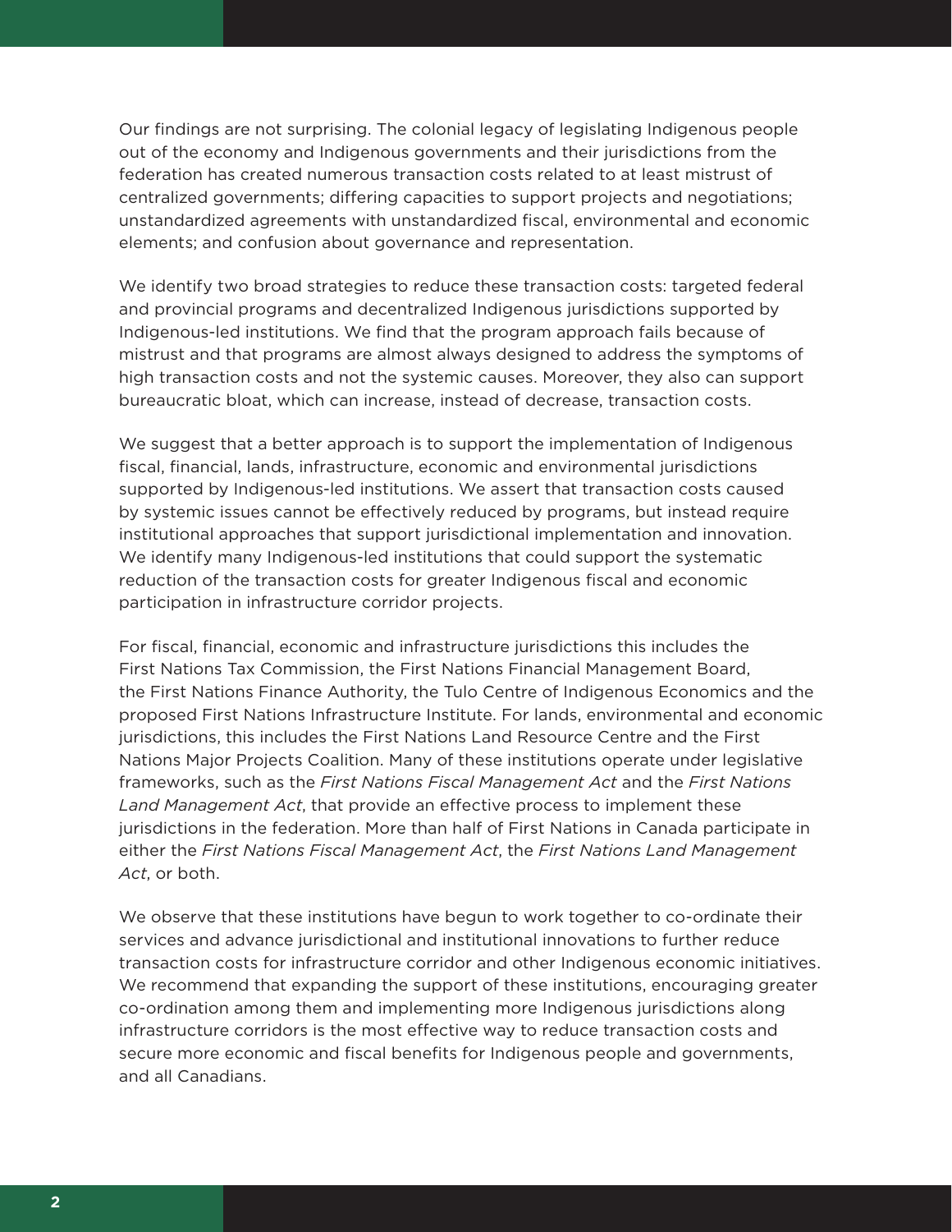Our findings are not surprising. The colonial legacy of legislating Indigenous people out of the economy and Indigenous governments and their jurisdictions from the federation has created numerous transaction costs related to at least mistrust of centralized governments; differing capacities to support projects and negotiations; unstandardized agreements with unstandardized fiscal, environmental and economic elements; and confusion about governance and representation.

We identify two broad strategies to reduce these transaction costs: targeted federal and provincial programs and decentralized Indigenous jurisdictions supported by Indigenous-led institutions. We find that the program approach fails because of mistrust and that programs are almost always designed to address the symptoms of high transaction costs and not the systemic causes. Moreover, they also can support bureaucratic bloat, which can increase, instead of decrease, transaction costs.

We suggest that a better approach is to support the implementation of Indigenous fiscal, financial, lands, infrastructure, economic and environmental jurisdictions supported by Indigenous-led institutions. We assert that transaction costs caused by systemic issues cannot be effectively reduced by programs, but instead require institutional approaches that support jurisdictional implementation and innovation. We identify many Indigenous-led institutions that could support the systematic reduction of the transaction costs for greater Indigenous fiscal and economic participation in infrastructure corridor projects.

For fiscal, financial, economic and infrastructure jurisdictions this includes the First Nations Tax Commission, the First Nations Financial Management Board, the First Nations Finance Authority, the Tulo Centre of Indigenous Economics and the proposed First Nations Infrastructure Institute. For lands, environmental and economic jurisdictions, this includes the First Nations Land Resource Centre and the First Nations Major Projects Coalition. Many of these institutions operate under legislative frameworks, such as the *First Nations Fiscal Management Act* and the *First Nations Land Management Act*, that provide an effective process to implement these jurisdictions in the federation. More than half of First Nations in Canada participate in either the *First Nations Fiscal Management Act*, the *First Nations Land Management Act*, or both.

We observe that these institutions have begun to work together to co-ordinate their services and advance jurisdictional and institutional innovations to further reduce transaction costs for infrastructure corridor and other Indigenous economic initiatives. We recommend that expanding the support of these institutions, encouraging greater co-ordination among them and implementing more Indigenous jurisdictions along infrastructure corridors is the most effective way to reduce transaction costs and secure more economic and fiscal benefits for Indigenous people and governments, and all Canadians.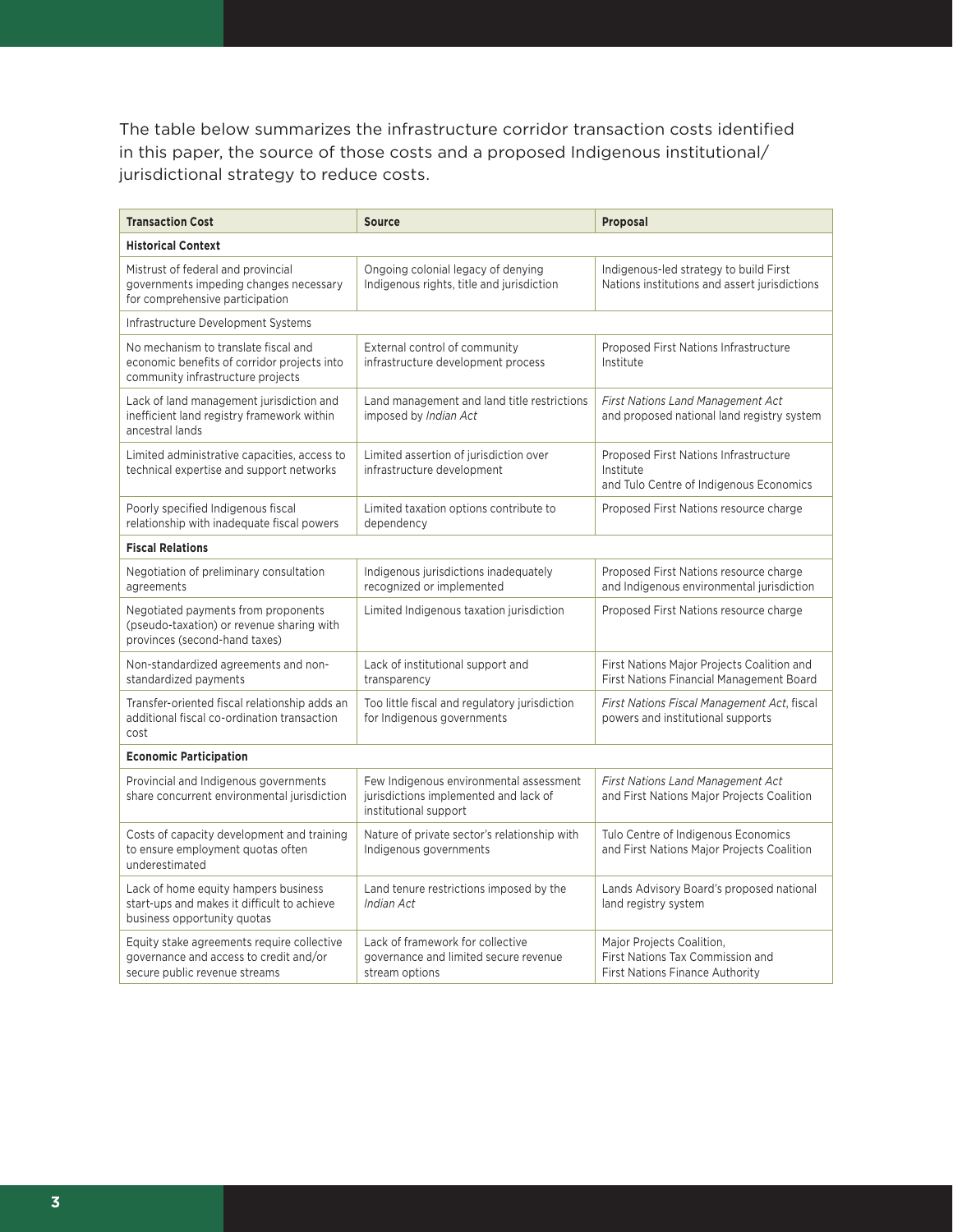The table below summarizes the infrastructure corridor transaction costs identified in this paper, the source of those costs and a proposed Indigenous institutional/ jurisdictional strategy to reduce costs.

| Transaction Cost | Source | Proposal |
|---|---|---|
| **Historical Context** | | |
| Mistrust of federal and provincial governments impeding changes necessary for comprehensive participation | Ongoing colonial legacy of denying Indigenous rights, title and jurisdiction | Indigenous-led strategy to build First Nations institutions and assert jurisdictions |
| Infrastructure Development Systems | | |
| No mechanism to translate fiscal and economic benefits of corridor projects into community infrastructure projects | External control of community infrastructure development process | Proposed First Nations Infrastructure Institute |
| Lack of land management jurisdiction and inefficient land registry framework within ancestral lands | Land management and land title restrictions imposed by *Indian Act* | *First Nations Land Management Act* and proposed national land registry system |
| Limited administrative capacities, access to technical expertise and support networks | Limited assertion of jurisdiction over infrastructure development | Proposed First Nations Infrastructure Institute and Tulo Centre of Indigenous Economics |
| Poorly specified Indigenous fiscal relationship with inadequate fiscal powers | Limited taxation options contribute to dependency | Proposed First Nations resource charge |
| **Fiscal Relations** | | |
| Negotiation of preliminary consultation agreements | Indigenous jurisdictions inadequately recognized or implemented | Proposed First Nations resource charge and Indigenous environmental jurisdiction |
| Negotiated payments from proponents (pseudo-taxation) or revenue sharing with provinces (second-hand taxes) | Limited Indigenous taxation jurisdiction | Proposed First Nations resource charge |
| Non-standardized agreements and non-standardized payments | Lack of institutional support and transparency | First Nations Major Projects Coalition and First Nations Financial Management Board |
| Transfer-oriented fiscal relationship adds an additional fiscal co-ordination transaction cost | Too little fiscal and regulatory jurisdiction for Indigenous governments | *First Nations Fiscal Management Act*, fiscal powers and institutional supports |
| **Economic Participation** | | |
| Provincial and Indigenous governments share concurrent environmental jurisdiction | Few Indigenous environmental assessment jurisdictions implemented and lack of institutional support | *First Nations Land Management Act* and First Nations Major Projects Coalition |
| Costs of capacity development and training to ensure employment quotas often underestimated | Nature of private sector's relationship with Indigenous governments | Tulo Centre of Indigenous Economics and First Nations Major Projects Coalition |
| Lack of home equity hampers business start-ups and makes it difficult to achieve business opportunity quotas | Land tenure restrictions imposed by the *Indian Act* | Lands Advisory Board's proposed national land registry system |
| Equity stake agreements require collective governance and access to credit and/or secure public revenue streams | Lack of framework for collective governance and limited secure revenue stream options | Major Projects Coalition, First Nations Tax Commission and First Nations Finance Authority |